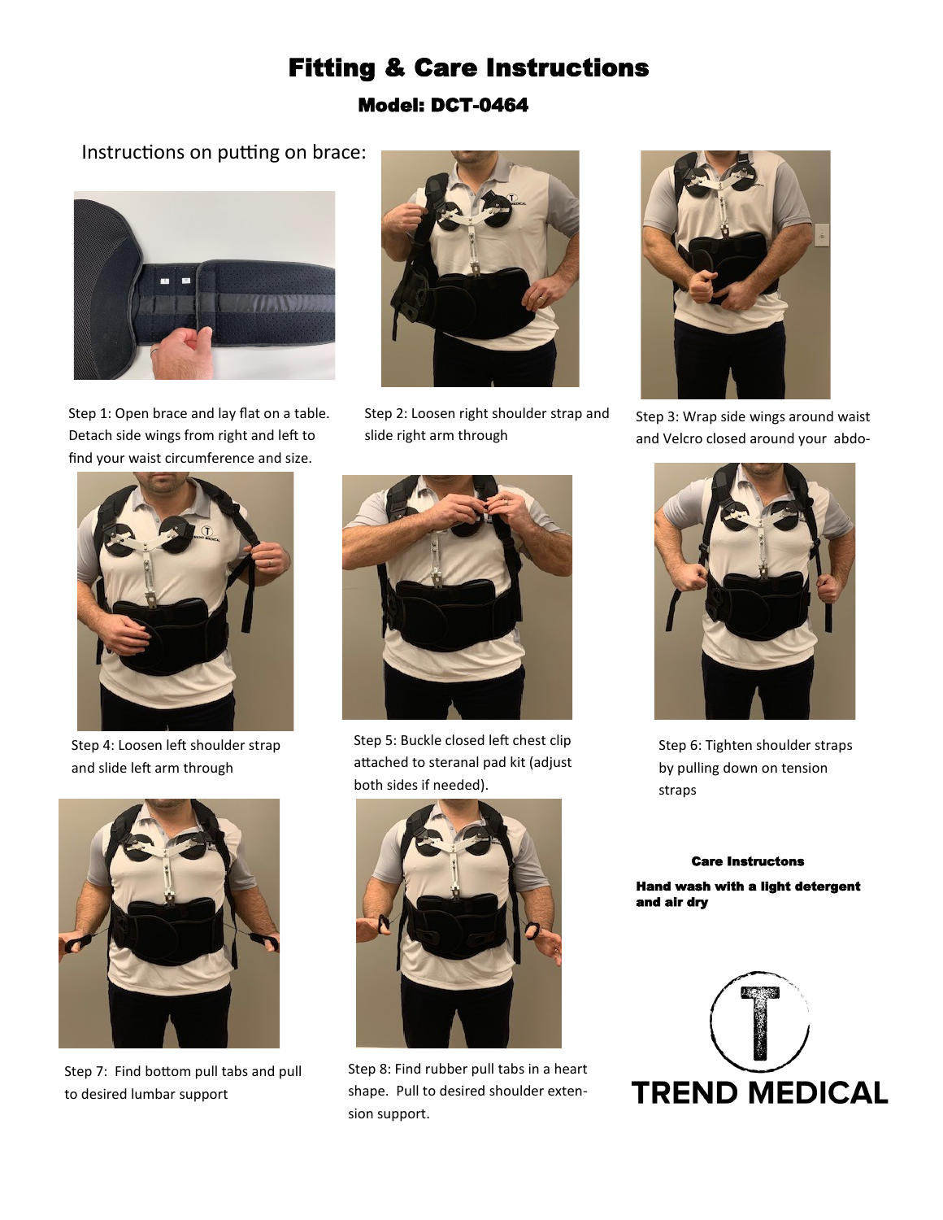# Fitting & Care Instructions

## Model: DCT-0464

Instructions on putting on brace:

Step 1: Open brace and lay flat on a table. Detach side wings from right and left to find your waist circumference and size.

Step 2: Loosen right shoulder strap and slide right arm through

Step 3: Wrap side wings around waist and Velcro closed around your abdo-

Step 4: Loosen left shoulder strap and slide left arm through

Step 5: Buckle closed left chest clip attached to steranal pad kit (adjust both sides if needed).

Step 6: Tighten shoulder straps by pulling down on tension straps

Step 7: Find bottom pull tabs and pull to desired lumbar support

Step 8: Find rubber pull tabs in a heart shape. Pull to desired shoulder exten-sion support.

**Care Instructons**

**Hand wash with a light detergent and air dry**

TREND MEDICAL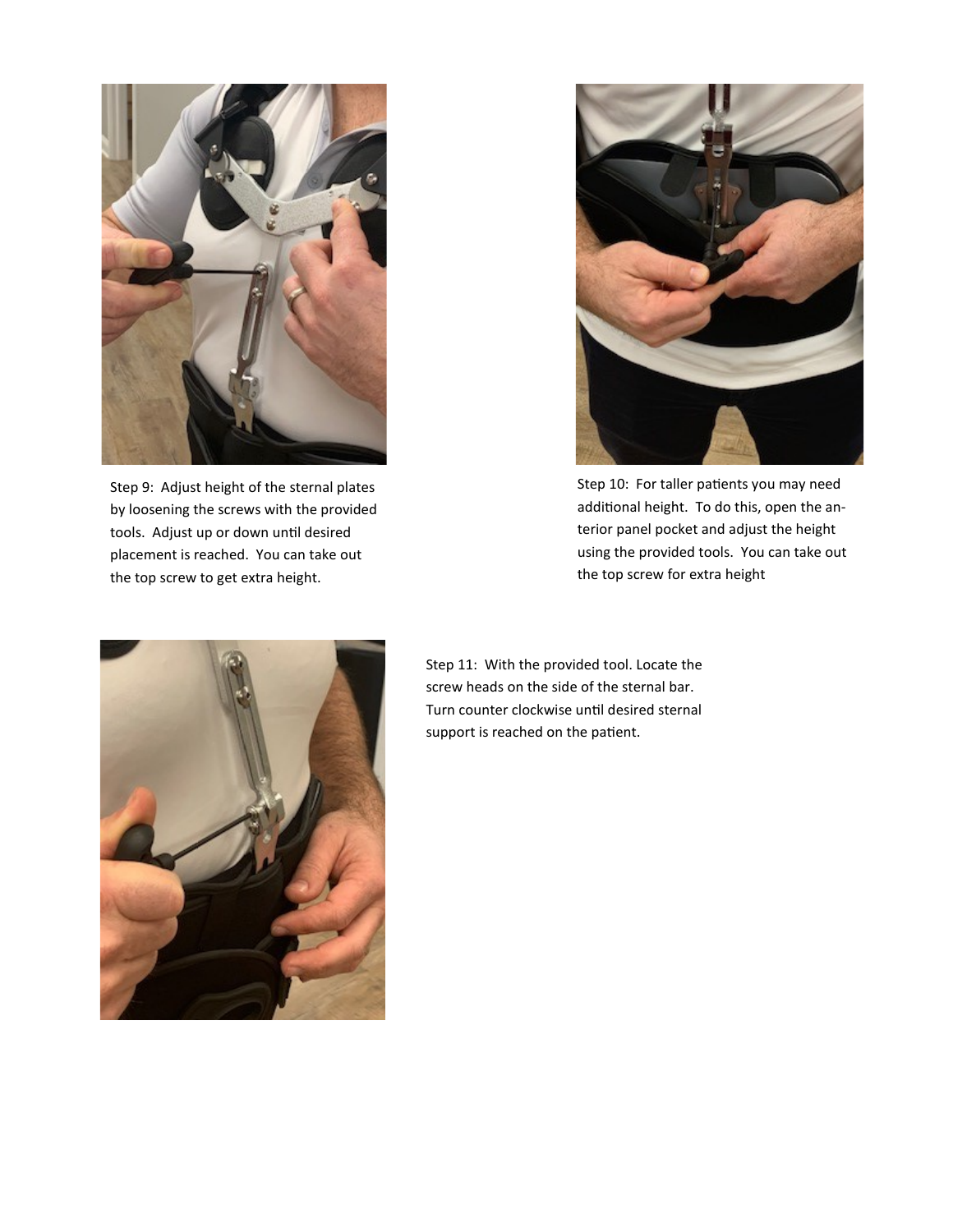Step 9: Adjust height of the sternal plates by loosening the screws with the provided tools. Adjust up or down until desired placement is reached. You can take out the top screw to get extra height.

Step 10: For taller patients you may need additional height. To do this, open the anterior panel pocket and adjust the height using the provided tools. You can take out the top screw for extra height

Step 11: With the provided tool. Locate the screw heads on the side of the sternal bar. Turn counter clockwise until desired sternal support is reached on the patient.